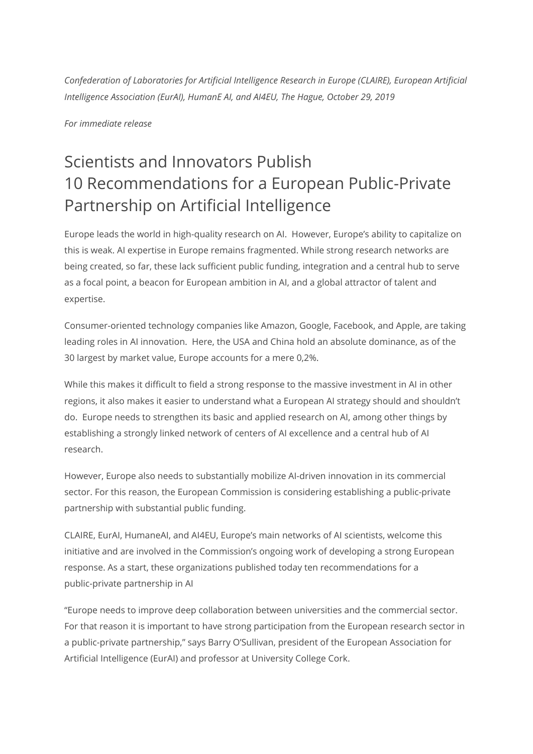*Confederation of Laboratories for Artificial Intelligence Research in Europe (CLAIRE), European Artificial Intelligence Association (EurAI), HumanE AI, and AI4EU, The Hague, October 29, 2019*

*For immediate release*

# Scientists and Innovators Publish 10 Recommendations for a European Public-Private Partnership on Artificial Intelligence

Europe leads the world in high-quality research on AI. However, Europe's ability to capitalize on this is weak. AI expertise in Europe remains fragmented. While strong research networks are being created, so far, these lack sufficient public funding, integration and a central hub to serve as a focal point, a beacon for European ambition in AI, and a global attractor of talent and expertise.

Consumer-oriented technology companies like Amazon, Google, Facebook, and Apple, are taking leading roles in AI innovation. Here, the USA and China hold an absolute dominance, as of the 30 largest by market value, Europe accounts for a mere 0,2%.

While this makes it difficult to field a strong response to the massive investment in AI in other regions, it also makes it easier to understand what a European AI strategy should and shouldn't do. Europe needs to strengthen its basic and applied research on AI, among other things by establishing a strongly linked network of centers of AI excellence and a central hub of AI research.

However, Europe also needs to substantially mobilize AI-driven innovation in its commercial sector. For this reason, the European Commission is considering establishing a public-private partnership with substantial public funding.

CLAIRE, EurAI, HumaneAI, and AI4EU, Europe's main networks of AI scientists, welcome this initiative and are involved in the Commission's ongoing work of developing a strong European response. As a start, these organizations published today ten recommendations for a public-private partnership in AI

"Europe needs to improve deep collaboration between universities and the commercial sector. For that reason it is important to have strong participation from the European research sector in a public-private partnership," says Barry O'Sullivan, president of the European Association for Artificial Intelligence (EurAI) and professor at University College Cork.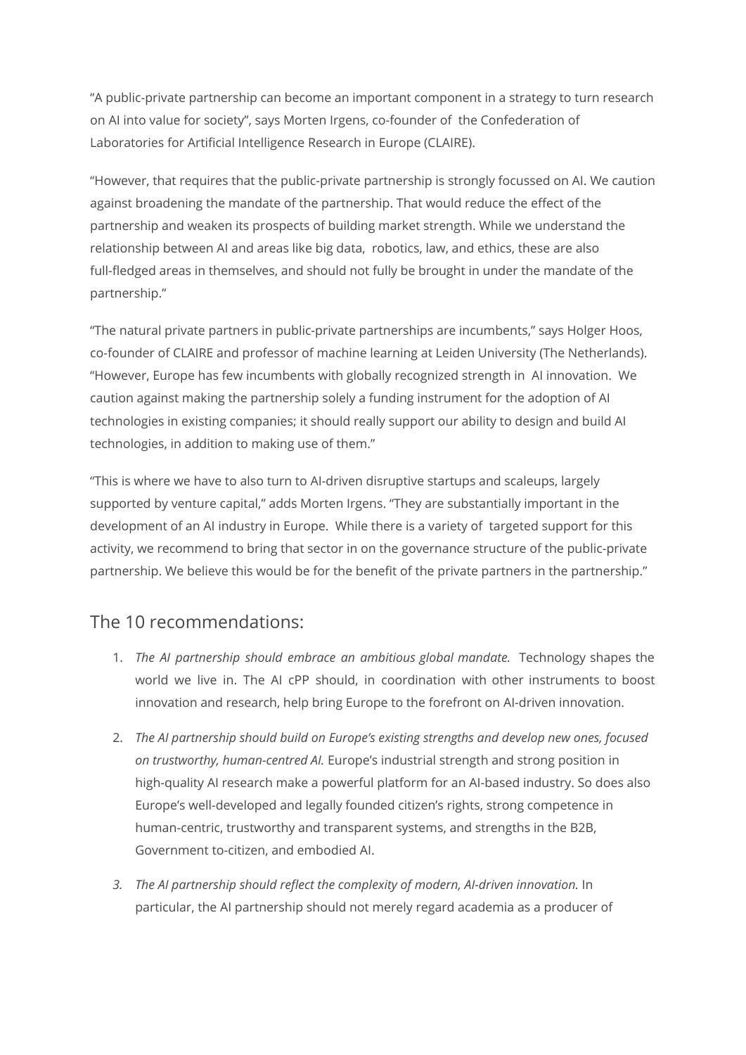"A public-private partnership can become an important component in a strategy to turn research on AI into value for society", says Morten Irgens, co-founder of the Confederation of Laboratories for Artificial Intelligence Research in Europe (CLAIRE).

"However, that requires that the public-private partnership is strongly focussed on AI. We caution against broadening the mandate of the partnership. That would reduce the effect of the partnership and weaken its prospects of building market strength. While we understand the relationship between AI and areas like big data, robotics, law, and ethics, these are also full-fledged areas in themselves, and should not fully be brought in under the mandate of the partnership."

"The natural private partners in public-private partnerships are incumbents," says Holger Hoos, co-founder of CLAIRE and professor of machine learning at Leiden University (The Netherlands). "However, Europe has few incumbents with globally recognized strength in AI innovation. We caution against making the partnership solely a funding instrument for the adoption of AI technologies in existing companies; it should really support our ability to design and build AI technologies, in addition to making use of them."

"This is where we have to also turn to AI-driven disruptive startups and scaleups, largely supported by venture capital," adds Morten Irgens. "They are substantially important in the development of an AI industry in Europe. While there is a variety of targeted support for this activity, we recommend to bring that sector in on the governance structure of the public-private partnership. We believe this would be for the benefit of the private partners in the partnership."

## The 10 recommendations:

1. *The AI partnership should embrace an ambitious global mandate.* Technology shapes the world we live in. The AI cPP should, in coordination with other instruments to boost innovation and research, help bring Europe to the forefront on AI-driven innovation.

2. *The AI partnership should build on Europe's existing strengths and develop new ones, focused on trustworthy, human-centred AI.* Europe's industrial strength and strong position in high-quality AI research make a powerful platform for an AI-based industry. So does also Europe's well-developed and legally founded citizen's rights, strong competence in human-centric, trustworthy and transparent systems, and strengths in the B2B, Government to-citizen, and embodied AI.

3. *The AI partnership should reflect the complexity of modern, AI-driven innovation.* In particular, the AI partnership should not merely regard academia as a producer of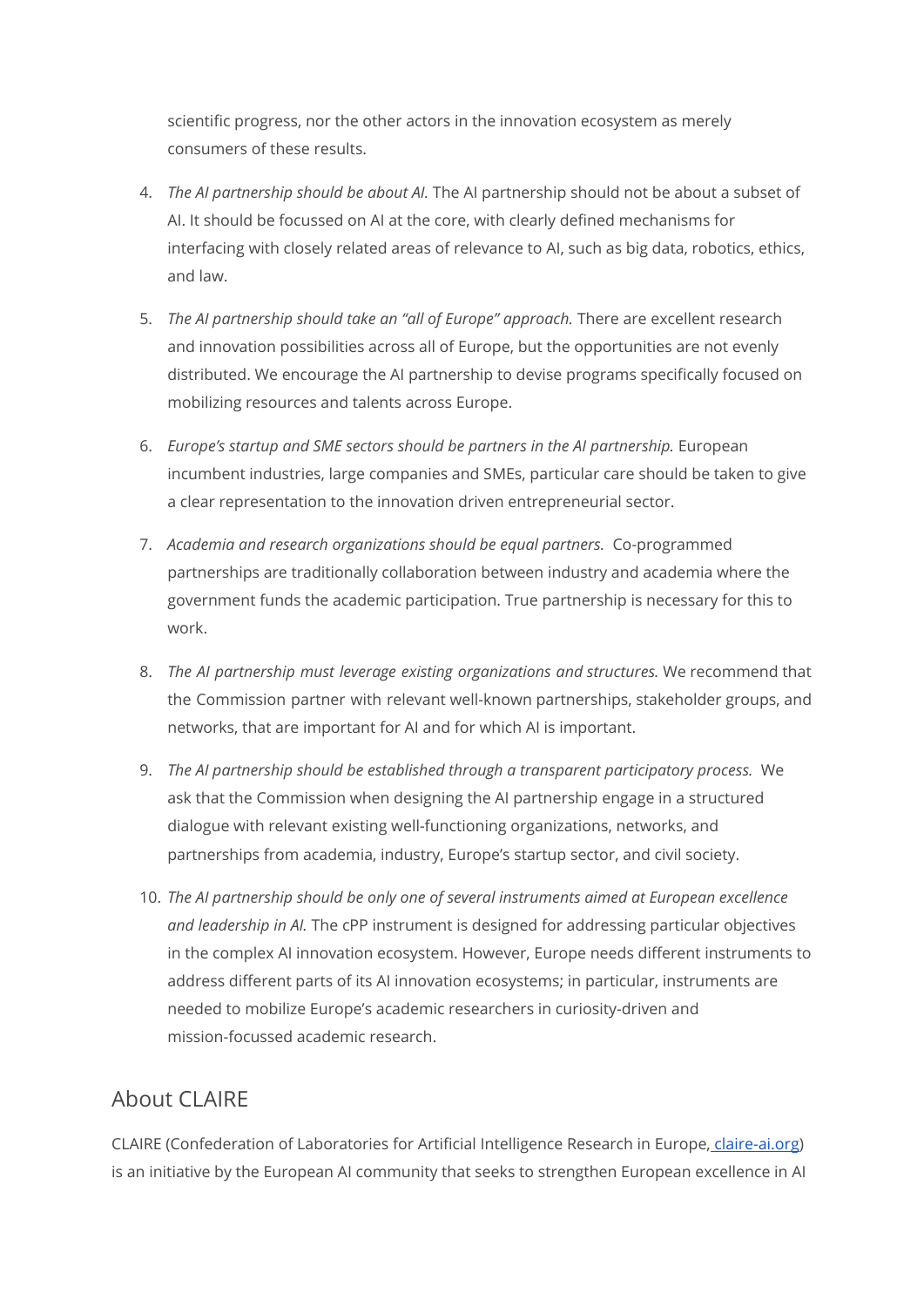scientific progress, nor the other actors in the innovation ecosystem as merely consumers of these results.

4. *The AI partnership should be about AI.* The AI partnership should not be about a subset of AI. It should be focussed on AI at the core, with clearly defined mechanisms for interfacing with closely related areas of relevance to AI, such as big data, robotics, ethics, and law.

5. *The AI partnership should take an "all of Europe" approach.* There are excellent research and innovation possibilities across all of Europe, but the opportunities are not evenly distributed. We encourage the AI partnership to devise programs specifically focused on mobilizing resources and talents across Europe.

6. *Europe's startup and SME sectors should be partners in the AI partnership.* European incumbent industries, large companies and SMEs, particular care should be taken to give a clear representation to the innovation driven entrepreneurial sector.

7. *Academia and research organizations should be equal partners.* Co-programmed partnerships are traditionally collaboration between industry and academia where the government funds the academic participation. True partnership is necessary for this to work.

8. *The AI partnership must leverage existing organizations and structures.* We recommend that the Commission partner with relevant well-known partnerships, stakeholder groups, and networks, that are important for AI and for which AI is important.

9. *The AI partnership should be established through a transparent participatory process.* We ask that the Commission when designing the AI partnership engage in a structured dialogue with relevant existing well-functioning organizations, networks, and partnerships from academia, industry, Europe's startup sector, and civil society.

10. *The AI partnership should be only one of several instruments aimed at European excellence and leadership in AI.* The cPP instrument is designed for addressing particular objectives in the complex AI innovation ecosystem. However, Europe needs different instruments to address different parts of its AI innovation ecosystems; in particular, instruments are needed to mobilize Europe's academic researchers in curiosity-driven and mission-focussed academic research.

## About CLAIRE

CLAIRE (Confederation of Laboratories for Artificial Intelligence Research in Europe, claire-ai.org) is an initiative by the European AI community that seeks to strengthen European excellence in AI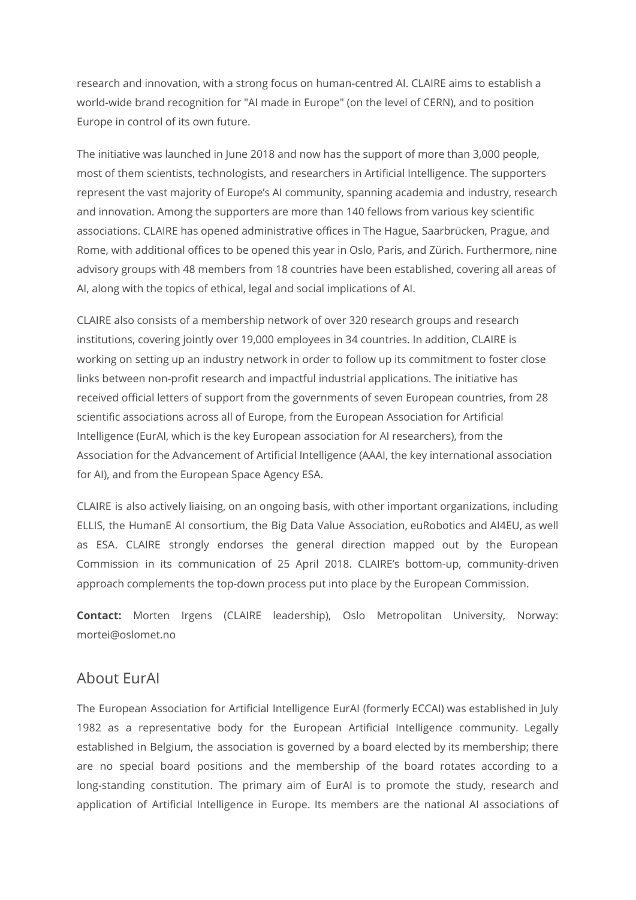research and innovation, with a strong focus on human-centred AI. CLAIRE aims to establish a world-wide brand recognition for "AI made in Europe" (on the level of CERN), and to position Europe in control of its own future.

The initiative was launched in June 2018 and now has the support of more than 3,000 people, most of them scientists, technologists, and researchers in Artificial Intelligence. The supporters represent the vast majority of Europe's AI community, spanning academia and industry, research and innovation. Among the supporters are more than 140 fellows from various key scientific associations. CLAIRE has opened administrative offices in The Hague, Saarbrücken, Prague, and Rome, with additional offices to be opened this year in Oslo, Paris, and Zürich. Furthermore, nine advisory groups with 48 members from 18 countries have been established, covering all areas of AI, along with the topics of ethical, legal and social implications of AI.

CLAIRE also consists of a membership network of over 320 research groups and research institutions, covering jointly over 19,000 employees in 34 countries. In addition, CLAIRE is working on setting up an industry network in order to follow up its commitment to foster close links between non-profit research and impactful industrial applications. The initiative has received official letters of support from the governments of seven European countries, from 28 scientific associations across all of Europe, from the European Association for Artificial Intelligence (EurAI, which is the key European association for AI researchers), from the Association for the Advancement of Artificial Intelligence (AAAI, the key international association for AI), and from the European Space Agency ESA.

CLAIRE is also actively liaising, on an ongoing basis, with other important organizations, including ELLIS, the HumanE AI consortium, the Big Data Value Association, euRobotics and AI4EU, as well as ESA. CLAIRE strongly endorses the general direction mapped out by the European Commission in its communication of 25 April 2018. CLAIRE's bottom-up, community-driven approach complements the top-down process put into place by the European Commission.

**Contact:** Morten Irgens (CLAIRE leadership), Oslo Metropolitan University, Norway: mortei@oslomet.no

## About EurAI

The European Association for Artificial Intelligence EurAI (formerly ECCAI) was established in July 1982 as a representative body for the European Artificial Intelligence community. Legally established in Belgium, the association is governed by a board elected by its membership; there are no special board positions and the membership of the board rotates according to a long-standing constitution. The primary aim of EurAI is to promote the study, research and application of Artificial Intelligence in Europe. Its members are the national AI associations of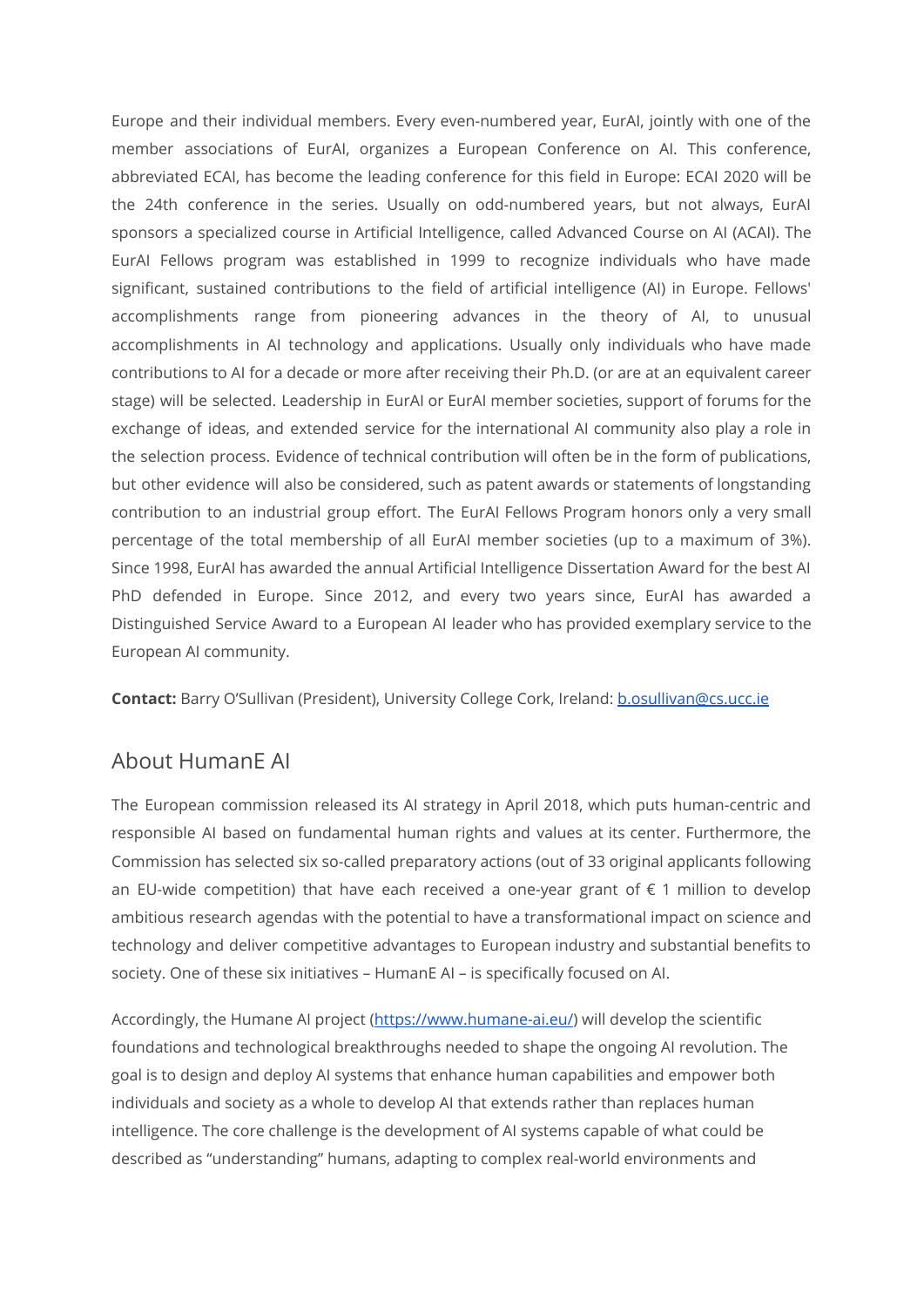Europe and their individual members. Every even-numbered year, EurAI, jointly with one of the member associations of EurAI, organizes a European Conference on AI. This conference, abbreviated ECAI, has become the leading conference for this field in Europe: ECAI 2020 will be the 24th conference in the series. Usually on odd-numbered years, but not always, EurAI sponsors a specialized course in Artificial Intelligence, called Advanced Course on AI (ACAI). The EurAI Fellows program was established in 1999 to recognize individuals who have made significant, sustained contributions to the field of artificial intelligence (AI) in Europe. Fellows' accomplishments range from pioneering advances in the theory of AI, to unusual accomplishments in AI technology and applications. Usually only individuals who have made contributions to AI for a decade or more after receiving their Ph.D. (or are at an equivalent career stage) will be selected. Leadership in EurAI or EurAI member societies, support of forums for the exchange of ideas, and extended service for the international AI community also play a role in the selection process. Evidence of technical contribution will often be in the form of publications, but other evidence will also be considered, such as patent awards or statements of longstanding contribution to an industrial group effort. The EurAI Fellows Program honors only a very small percentage of the total membership of all EurAI member societies (up to a maximum of 3%). Since 1998, EurAI has awarded the annual Artificial Intelligence Dissertation Award for the best AI PhD defended in Europe. Since 2012, and every two years since, EurAI has awarded a Distinguished Service Award to a European AI leader who has provided exemplary service to the European AI community.

**Contact:** Barry O'Sullivan (President), University College Cork, Ireland: b.osullivan@cs.ucc.ie

## About HumanE AI

The European commission released its AI strategy in April 2018, which puts human-centric and responsible AI based on fundamental human rights and values at its center. Furthermore, the Commission has selected six so-called preparatory actions (out of 33 original applicants following an EU-wide competition) that have each received a one-year grant of € 1 million to develop ambitious research agendas with the potential to have a transformational impact on science and technology and deliver competitive advantages to European industry and substantial benefits to society. One of these six initiatives – HumanE AI – is specifically focused on AI.

Accordingly, the Humane AI project (https://www.humane-ai.eu/) will develop the scientific foundations and technological breakthroughs needed to shape the ongoing AI revolution. The goal is to design and deploy AI systems that enhance human capabilities and empower both individuals and society as a whole to develop AI that extends rather than replaces human intelligence. The core challenge is the development of AI systems capable of what could be described as "understanding" humans, adapting to complex real-world environments and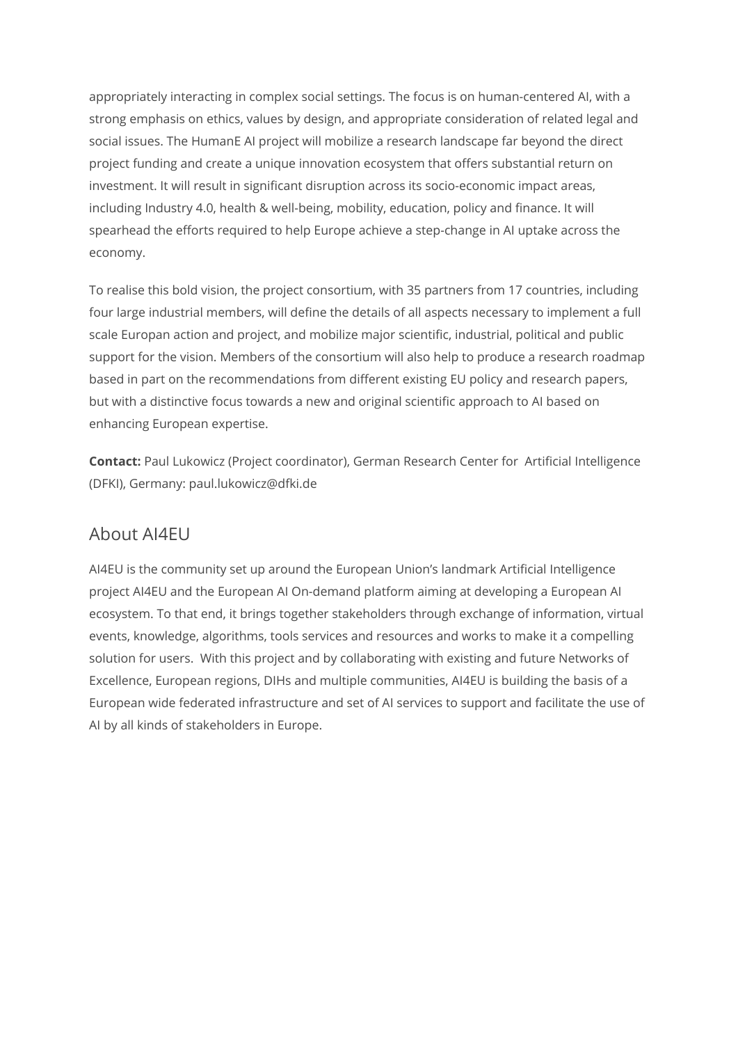appropriately interacting in complex social settings. The focus is on human-centered AI, with a strong emphasis on ethics, values by design, and appropriate consideration of related legal and social issues. The HumanE AI project will mobilize a research landscape far beyond the direct project funding and create a unique innovation ecosystem that offers substantial return on investment. It will result in significant disruption across its socio-economic impact areas, including Industry 4.0, health & well-being, mobility, education, policy and finance. It will spearhead the efforts required to help Europe achieve a step-change in AI uptake across the economy.

To realise this bold vision, the project consortium, with 35 partners from 17 countries, including four large industrial members, will define the details of all aspects necessary to implement a full scale Europan action and project, and mobilize major scientific, industrial, political and public support for the vision. Members of the consortium will also help to produce a research roadmap based in part on the recommendations from different existing EU policy and research papers, but with a distinctive focus towards a new and original scientific approach to AI based on enhancing European expertise.

**Contact:** Paul Lukowicz (Project coordinator), German Research Center for Artificial Intelligence (DFKI), Germany: paul.lukowicz@dfki.de

## About AI4EU

AI4EU is the community set up around the European Union's landmark Artificial Intelligence project AI4EU and the European AI On-demand platform aiming at developing a European AI ecosystem. To that end, it brings together stakeholders through exchange of information, virtual events, knowledge, algorithms, tools services and resources and works to make it a compelling solution for users. With this project and by collaborating with existing and future Networks of Excellence, European regions, DIHs and multiple communities, AI4EU is building the basis of a European wide federated infrastructure and set of AI services to support and facilitate the use of AI by all kinds of stakeholders in Europe.